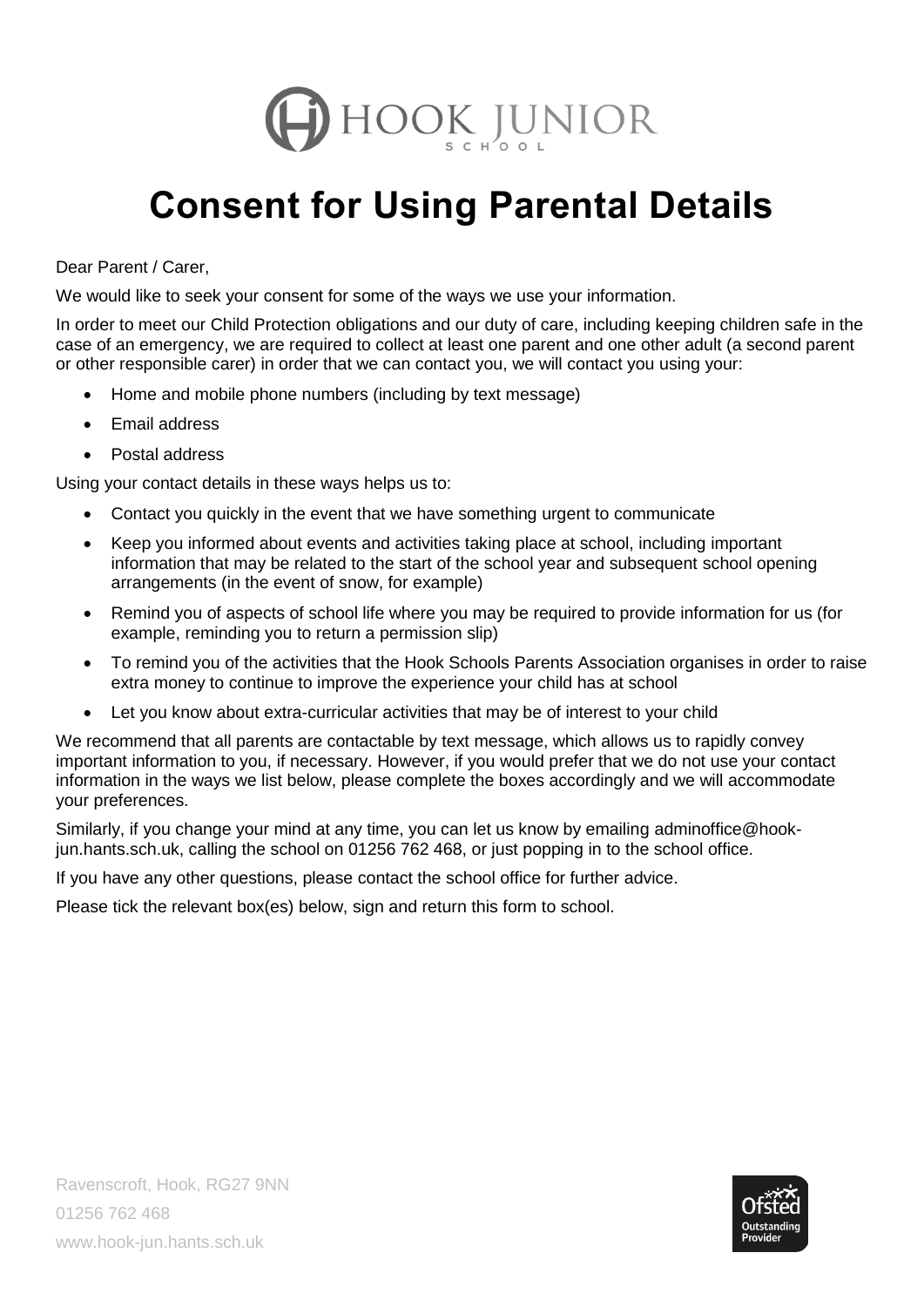HOOK JUNIOR SCHOOL

# Consent for Using Parental Details

Dear Parent / Carer,

We would like to seek your consent for some of the ways we use your information.

In order to meet our Child Protection obligations and our duty of care, including keeping children safe in the case of an emergency, we are required to collect at least one parent and one other adult (a second parent or other responsible carer) in order that we can contact you, we will contact you using your:

- Home and mobile phone numbers (including by text message)
- Email address
- Postal address

Using your contact details in these ways helps us to:

- Contact you quickly in the event that we have something urgent to communicate
- Keep you informed about events and activities taking place at school, including important information that may be related to the start of the school year and subsequent school opening arrangements (in the event of snow, for example)
- Remind you of aspects of school life where you may be required to provide information for us (for example, reminding you to return a permission slip)
- To remind you of the activities that the Hook Schools Parents Association organises in order to raise extra money to continue to improve the experience your child has at school
- Let you know about extra-curricular activities that may be of interest to your child

We recommend that all parents are contactable by text message, which allows us to rapidly convey important information to you, if necessary. However, if you would prefer that we do not use your contact information in the ways we list below, please complete the boxes accordingly and we will accommodate your preferences.

Similarly, if you change your mind at any time, you can let us know by emailing adminoffice@hook-jun.hants.sch.uk, calling the school on 01256 762 468, or just popping in to the school office.

If you have any other questions, please contact the school office for further advice.

Please tick the relevant box(es) below, sign and return this form to school.

Ravenscroft, Hook, RG27 9NN
01256 762 468
www.hook-jun.hants.sch.uk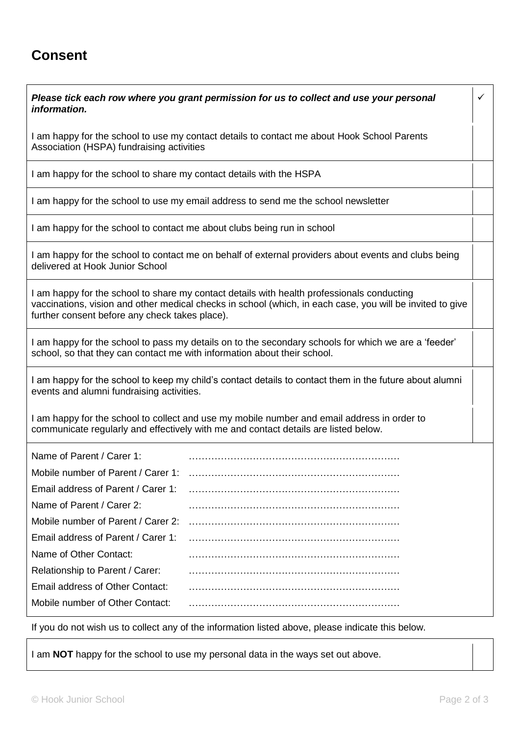## Consent

| *Please tick each row where you grant permission for us to collect and use your personal information.* | ✓ |
|---|---|
| I am happy for the school to use my contact details to contact me about Hook School Parents Association (HSPA) fundraising activities | |
| I am happy for the school to share my contact details with the HSPA | |
| I am happy for the school to use my email address to send me the school newsletter | |
| I am happy for the school to contact me about clubs being run in school | |
| I am happy for the school to contact me on behalf of external providers about events and clubs being delivered at Hook Junior School | |
| I am happy for the school to share my contact details with health professionals conducting vaccinations, vision and other medical checks in school (which, in each case, you will be invited to give further consent before any check takes place). | |
| I am happy for the school to pass my details on to the secondary schools for which we are a 'feeder' school, so that they can contact me with information about their school. | |
| I am happy for the school to keep my child's contact details to contact them in the future about alumni events and alumni fundraising activities. | |
| I am happy for the school to collect and use my mobile number and email address in order to communicate regularly and effectively with me and contact details are listed below. | |

| | |
|---|---|
| Name of Parent / Carer 1: | ………………………………………………………… |
| Mobile number of Parent / Carer 1: | ………………………………………………………… |
| Email address of Parent / Carer 1: | ………………………………………………………… |
| Name of Parent / Carer 2: | ………………………………………………………… |
| Mobile number of Parent / Carer 2: | ………………………………………………………… |
| Email address of Parent / Carer 1: | ………………………………………………………… |
| Name of Other Contact: | ………………………………………………………… |
| Relationship to Parent / Carer: | ………………………………………………………… |
| Email address of Other Contact: | ………………………………………………………… |
| Mobile number of Other Contact: | ………………………………………………………… |

If you do not wish us to collect any of the information listed above, please indicate this below.

| | |
|---|---|
| I am **NOT** happy for the school to use my personal data in the ways set out above. | |

© Hook Junior School